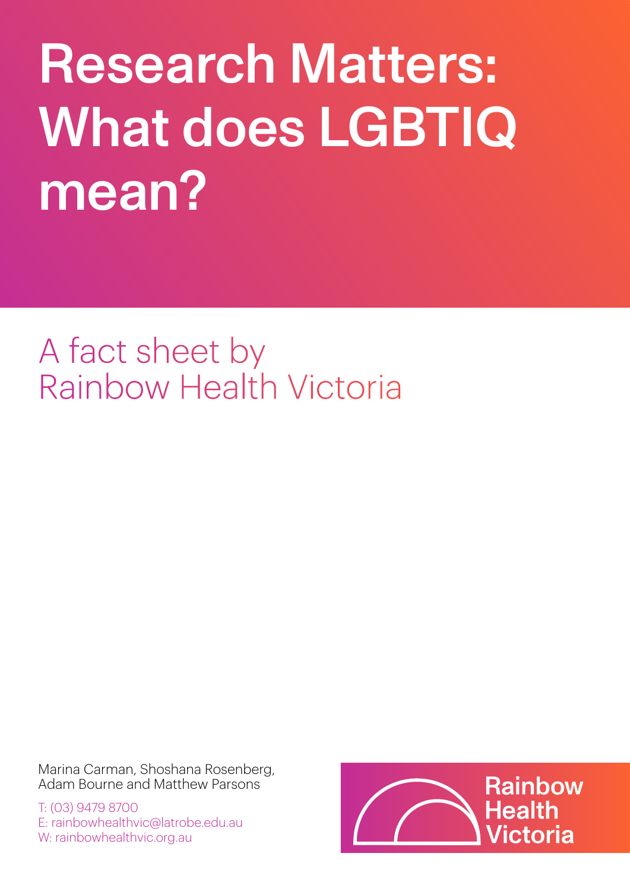# Research Matters: What does LGBTIQ mean?

## A fact sheet by Rainbow Health Victoria

Marina Carman, Shoshana Rosenberg, Adam Bourne and Matthew Parsons

T: (03) 9479 8700
E: rainbowhealthvic@latrobe.edu.au
W: rainbowhealthvic.org.au

Rainbow Health Victoria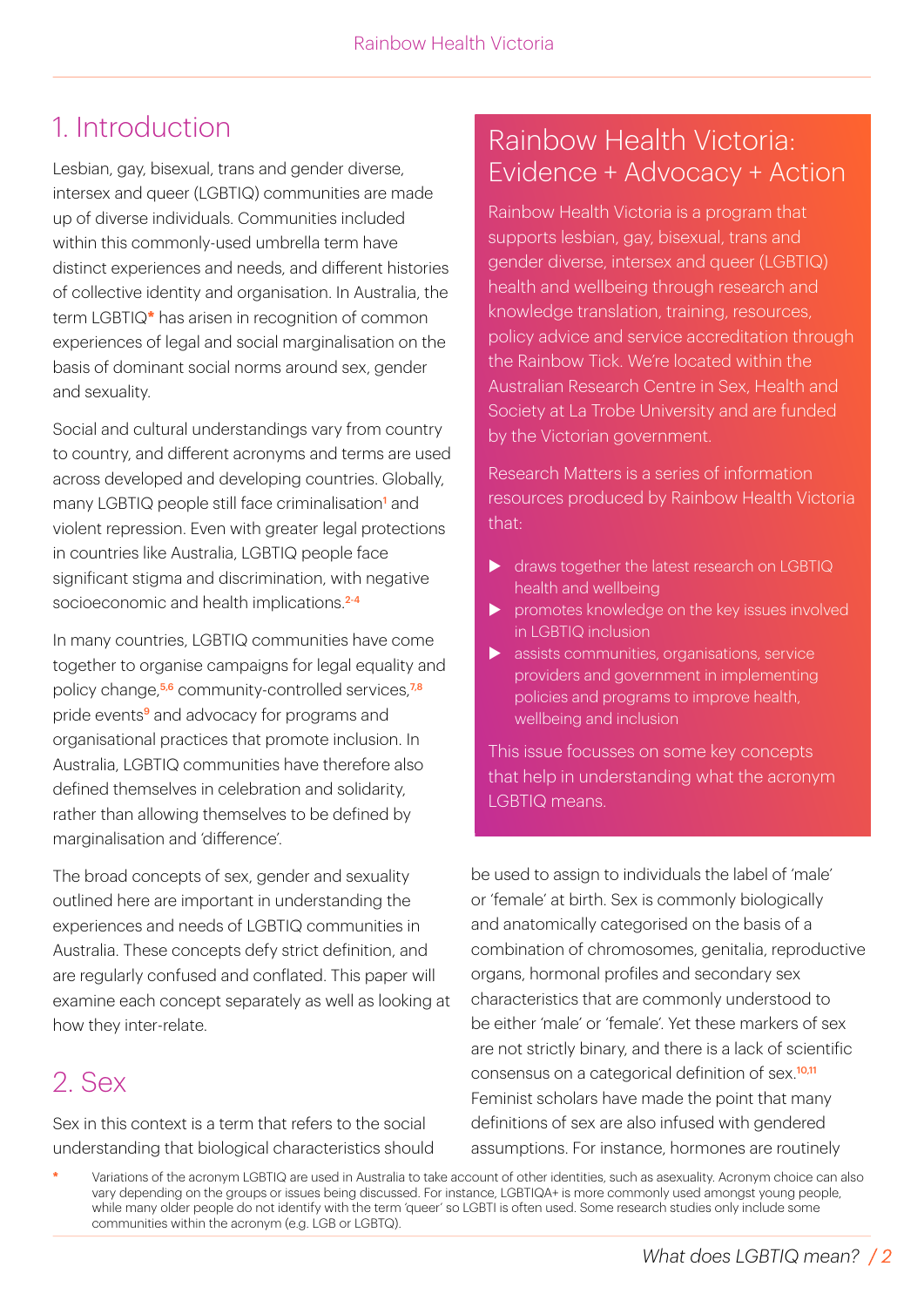## 1. Introduction

Lesbian, gay, bisexual, trans and gender diverse, intersex and queer (LGBTIQ) communities are made up of diverse individuals. Communities included within this commonly-used umbrella term have distinct experiences and needs, and different histories of collective identity and organisation. In Australia, the term LGBTIQ* has arisen in recognition of common experiences of legal and social marginalisation on the basis of dominant social norms around sex, gender and sexuality.

Social and cultural understandings vary from country to country, and different acronyms and terms are used across developed and developing countries. Globally, many LGBTIQ people still face criminalisation[1] and violent repression. Even with greater legal protections in countries like Australia, LGBTIQ people face significant stigma and discrimination, with negative socioeconomic and health implications.[2-4]

In many countries, LGBTIQ communities have come together to organise campaigns for legal equality and policy change,[5,6] community-controlled services,[7,8] pride events[9] and advocacy for programs and organisational practices that promote inclusion. In Australia, LGBTIQ communities have therefore also defined themselves in celebration and solidarity, rather than allowing themselves to be defined by marginalisation and 'difference'.

The broad concepts of sex, gender and sexuality outlined here are important in understanding the experiences and needs of LGBTIQ communities in Australia. These concepts defy strict definition, and are regularly confused and conflated. This paper will examine each concept separately as well as looking at how they inter-relate.

### Rainbow Health Victoria: Evidence + Advocacy + Action

Rainbow Health Victoria is a program that supports lesbian, gay, bisexual, trans and gender diverse, intersex and queer (LGBTIQ) health and wellbeing through research and knowledge translation, training, resources, policy advice and service accreditation through the Rainbow Tick. We're located within the Australian Research Centre in Sex, Health and Society at La Trobe University and are funded by the Victorian government.

Research Matters is a series of information resources produced by Rainbow Health Victoria that:

- draws together the latest research on LGBTIQ health and wellbeing
- promotes knowledge on the key issues involved in LGBTIQ inclusion
- assists communities, organisations, service providers and government in implementing policies and programs to improve health, wellbeing and inclusion

This issue focusses on some key concepts that help in understanding what the acronym LGBTIQ means.

## 2. Sex

Sex in this context is a term that refers to the social understanding that biological characteristics should be used to assign to individuals the label of 'male' or 'female' at birth. Sex is commonly biologically and anatomically categorised on the basis of a combination of chromosomes, genitalia, reproductive organs, hormonal profiles and secondary sex characteristics that are commonly understood to be either 'male' or 'female'. Yet these markers of sex are not strictly binary, and there is a lack of scientific consensus on a categorical definition of sex.[10,11] Feminist scholars have made the point that many definitions of sex are also infused with gendered assumptions. For instance, hormones are routinely

\* Variations of the acronym LGBTIQ are used in Australia to take account of other identities, such as asexuality. Acronym choice can also vary depending on the groups or issues being discussed. For instance, LGBTIQA+ is more commonly used amongst young people, while many older people do not identify with the term 'queer' so LGBTI is often used. Some research studies only include some communities within the acronym (e.g. LGB or LGBTQ).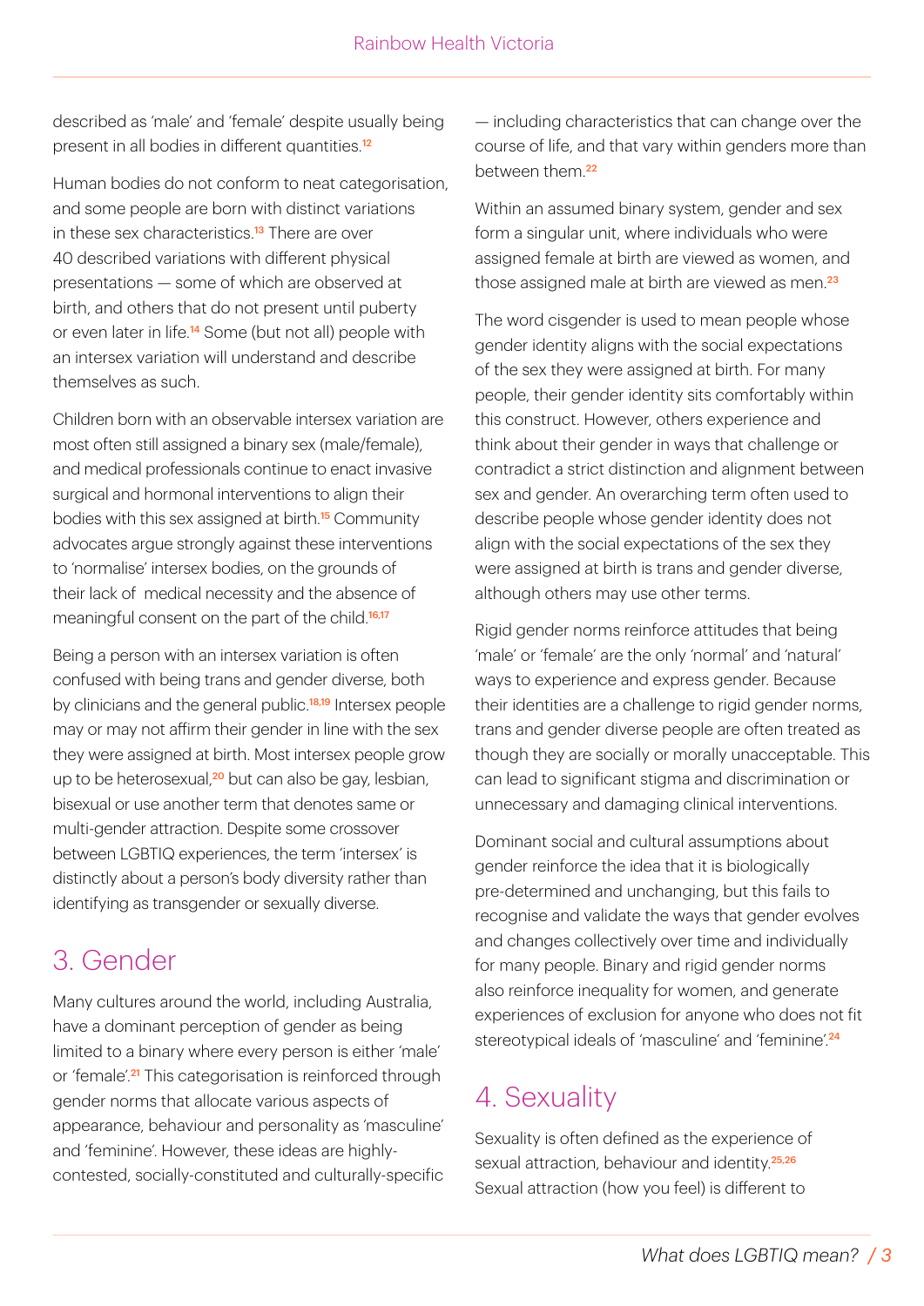described as 'male' and 'female' despite usually being present in all bodies in different quantities.[12]

Human bodies do not conform to neat categorisation, and some people are born with distinct variations in these sex characteristics.[13] There are over 40 described variations with different physical presentations — some of which are observed at birth, and others that do not present until puberty or even later in life.[14] Some (but not all) people with an intersex variation will understand and describe themselves as such.

Children born with an observable intersex variation are most often still assigned a binary sex (male/female), and medical professionals continue to enact invasive surgical and hormonal interventions to align their bodies with this sex assigned at birth.[15] Community advocates argue strongly against these interventions to 'normalise' intersex bodies, on the grounds of their lack of medical necessity and the absence of meaningful consent on the part of the child.[16,17]

Being a person with an intersex variation is often confused with being trans and gender diverse, both by clinicians and the general public.[18,19] Intersex people may or may not affirm their gender in line with the sex they were assigned at birth. Most intersex people grow up to be heterosexual,[20] but can also be gay, lesbian, bisexual or use another term that denotes same or multi-gender attraction. Despite some crossover between LGBTIQ experiences, the term 'intersex' is distinctly about a person's body diversity rather than identifying as transgender or sexually diverse.

## 3. Gender

Many cultures around the world, including Australia, have a dominant perception of gender as being limited to a binary where every person is either 'male' or 'female'.[21] This categorisation is reinforced through gender norms that allocate various aspects of appearance, behaviour and personality as 'masculine' and 'feminine'. However, these ideas are highly-contested, socially-constituted and culturally-specific — including characteristics that can change over the course of life, and that vary within genders more than between them.[22]

Within an assumed binary system, gender and sex form a singular unit, where individuals who were assigned female at birth are viewed as women, and those assigned male at birth are viewed as men.[23]

The word cisgender is used to mean people whose gender identity aligns with the social expectations of the sex they were assigned at birth. For many people, their gender identity sits comfortably within this construct. However, others experience and think about their gender in ways that challenge or contradict a strict distinction and alignment between sex and gender. An overarching term often used to describe people whose gender identity does not align with the social expectations of the sex they were assigned at birth is trans and gender diverse, although others may use other terms.

Rigid gender norms reinforce attitudes that being 'male' or 'female' are the only 'normal' and 'natural' ways to experience and express gender. Because their identities are a challenge to rigid gender norms, trans and gender diverse people are often treated as though they are socially or morally unacceptable. This can lead to significant stigma and discrimination or unnecessary and damaging clinical interventions.

Dominant social and cultural assumptions about gender reinforce the idea that it is biologically pre-determined and unchanging, but this fails to recognise and validate the ways that gender evolves and changes collectively over time and individually for many people. Binary and rigid gender norms also reinforce inequality for women, and generate experiences of exclusion for anyone who does not fit stereotypical ideals of 'masculine' and 'feminine'.[24]

## 4. Sexuality

Sexuality is often defined as the experience of sexual attraction, behaviour and identity.[25,26] Sexual attraction (how you feel) is different to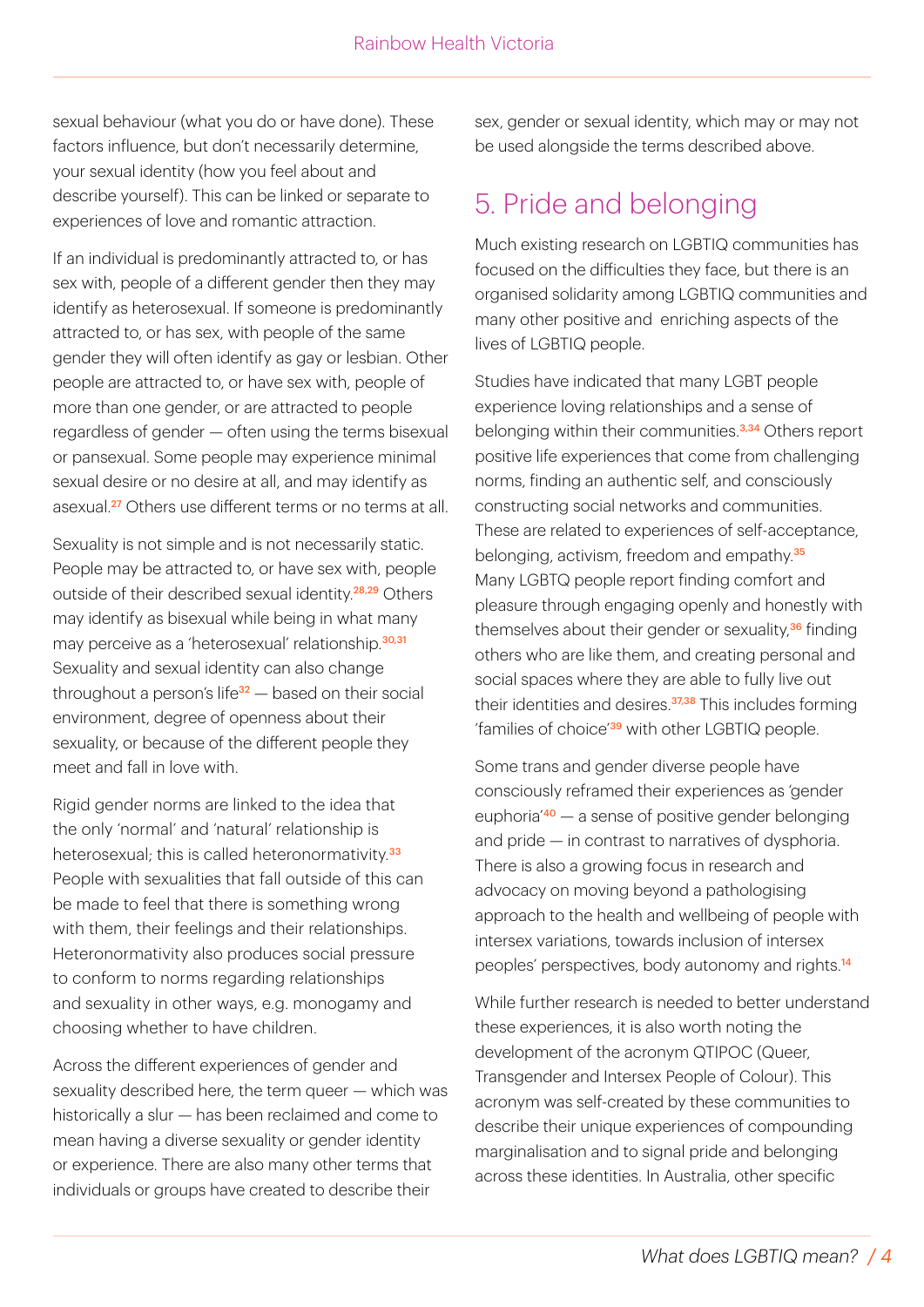sexual behaviour (what you do or have done). These factors influence, but don't necessarily determine, your sexual identity (how you feel about and describe yourself). This can be linked or separate to experiences of love and romantic attraction.

If an individual is predominantly attracted to, or has sex with, people of a different gender then they may identify as heterosexual. If someone is predominantly attracted to, or has sex, with people of the same gender they will often identify as gay or lesbian. Other people are attracted to, or have sex with, people of more than one gender, or are attracted to people regardless of gender — often using the terms bisexual or pansexual. Some people may experience minimal sexual desire or no desire at all, and may identify as asexual.[27] Others use different terms or no terms at all.

Sexuality is not simple and is not necessarily static. People may be attracted to, or have sex with, people outside of their described sexual identity.[28,29] Others may identify as bisexual while being in what many may perceive as a 'heterosexual' relationship.[30,31] Sexuality and sexual identity can also change throughout a person's life[32] — based on their social environment, degree of openness about their sexuality, or because of the different people they meet and fall in love with.

Rigid gender norms are linked to the idea that the only 'normal' and 'natural' relationship is heterosexual; this is called heteronormativity.[33] People with sexualities that fall outside of this can be made to feel that there is something wrong with them, their feelings and their relationships. Heteronormativity also produces social pressure to conform to norms regarding relationships and sexuality in other ways, e.g. monogamy and choosing whether to have children.

Across the different experiences of gender and sexuality described here, the term queer — which was historically a slur — has been reclaimed and come to mean having a diverse sexuality or gender identity or experience. There are also many other terms that individuals or groups have created to describe their sex, gender or sexual identity, which may or may not be used alongside the terms described above.

# 5. Pride and belonging

Much existing research on LGBTIQ communities has focused on the difficulties they face, but there is an organised solidarity among LGBTIQ communities and many other positive and enriching aspects of the lives of LGBTIQ people.

Studies have indicated that many LGBT people experience loving relationships and a sense of belonging within their communities.[3,34] Others report positive life experiences that come from challenging norms, finding an authentic self, and consciously constructing social networks and communities. These are related to experiences of self-acceptance, belonging, activism, freedom and empathy.[35] Many LGBTQ people report finding comfort and pleasure through engaging openly and honestly with themselves about their gender or sexuality,[36] finding others who are like them, and creating personal and social spaces where they are able to fully live out their identities and desires.[37,38] This includes forming 'families of choice'[39] with other LGBTIQ people.

Some trans and gender diverse people have consciously reframed their experiences as 'gender euphoria'[40] — a sense of positive gender belonging and pride — in contrast to narratives of dysphoria. There is also a growing focus in research and advocacy on moving beyond a pathologising approach to the health and wellbeing of people with intersex variations, towards inclusion of intersex peoples' perspectives, body autonomy and rights.[14]

While further research is needed to better understand these experiences, it is also worth noting the development of the acronym QTIPOC (Queer, Transgender and Intersex People of Colour). This acronym was self-created by these communities to describe their unique experiences of compounding marginalisation and to signal pride and belonging across these identities. In Australia, other specific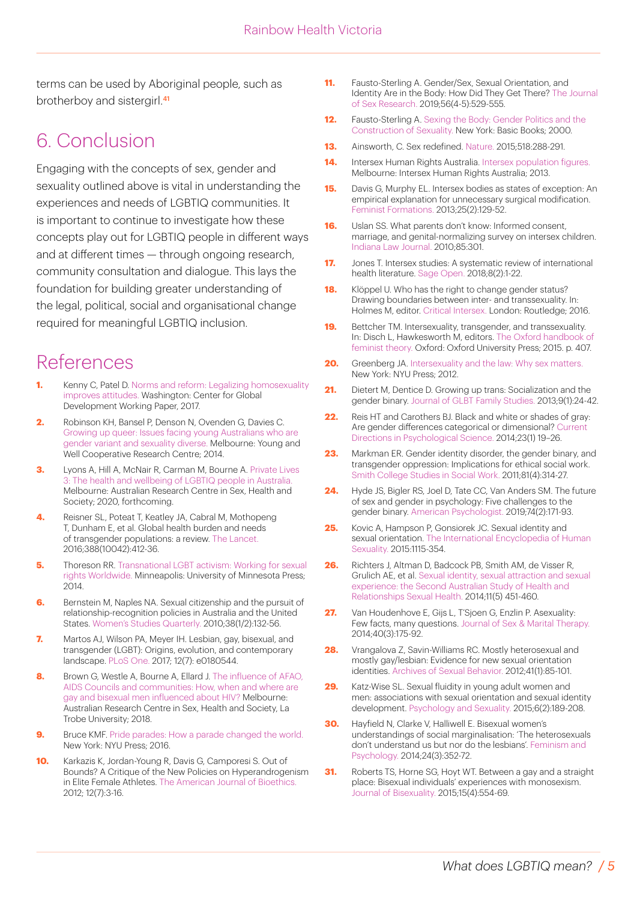terms can be used by Aboriginal people, such as brotherboy and sistergirl.[41]

## 6. Conclusion

Engaging with the concepts of sex, gender and sexuality outlined above is vital in understanding the experiences and needs of LGBTIQ communities. It is important to continue to investigate how these concepts play out for LGBTIQ people in different ways and at different times — through ongoing research, community consultation and dialogue. This lays the foundation for building greater understanding of the legal, political, social and organisational change required for meaningful LGBTIQ inclusion.

## References

1. Kenny C, Patel D. Norms and reform: Legalizing homosexuality improves attitudes. Washington: Center for Global Development Working Paper, 2017.
2. Robinson KH, Bansel P, Denson N, Ovenden G, Davies C. Growing up queer: Issues facing young Australians who are gender variant and sexuality diverse. Melbourne: Young and Well Cooperative Research Centre; 2014.
3. Lyons A, Hill A, McNair R, Carman M, Bourne A. Private Lives 3: The health and wellbeing of LGBTIQ people in Australia. Melbourne: Australian Research Centre in Sex, Health and Society; 2020, forthcoming.
4. Reisner SL, Poteat T, Keatley JA, Cabral M, Mothopeng T, Dunham E, et al. Global health burden and needs of transgender populations: a review. The Lancet. 2016;388(10042):412-36.
5. Thoreson RR. Transnational LGBT activism: Working for sexual rights Worldwide. Minneapolis: University of Minnesota Press; 2014.
6. Bernstein M, Naples NA. Sexual citizenship and the pursuit of relationship-recognition policies in Australia and the United States. Women's Studies Quarterly. 2010;38(1/2):132-56.
7. Martos AJ, Wilson PA, Meyer IH. Lesbian, gay, bisexual, and transgender (LGBT): Origins, evolution, and contemporary landscape. PLoS One. 2017; 12(7): e0180544.
8. Brown G, Westle A, Bourne A, Ellard J. The influence of AFAO, AIDS Councils and communities: How, when and where are gay and bisexual men influenced about HIV? Melbourne: Australian Research Centre in Sex, Health and Society, La Trobe University; 2018.
9. Bruce KMF. Pride parades: How a parade changed the world. New York: NYU Press; 2016.
10. Karkazis K, Jordan-Young R, Davis G, Camporesi S. Out of Bounds? A Critique of the New Policies on Hyperandrogenism in Elite Female Athletes. The American Journal of Bioethics. 2012; 12(7):3-16.
11. Fausto-Sterling A. Gender/Sex, Sexual Orientation, and Identity Are in the Body: How Did They Get There? The Journal of Sex Research. 2019;56(4-5):529-555.
12. Fausto-Sterling A. Sexing the Body: Gender Politics and the Construction of Sexuality. New York: Basic Books; 2000.
13. Ainsworth, C. Sex redefined. Nature. 2015;518:288-291.
14. Intersex Human Rights Australia. Intersex population figures. Melbourne: Intersex Human Rights Australia; 2013.
15. Davis G, Murphy EL. Intersex bodies as states of exception: An empirical explanation for unnecessary surgical modification. Feminist Formations. 2013;25(2):129-52.
16. Uslan SS. What parents don't know: Informed consent, marriage, and genital-normalizing survey on intersex children. Indiana Law Journal. 2010;85:301.
17. Jones T. Intersex studies: A systematic review of international health literature. Sage Open. 2018;8(2):1-22.
18. Klöppel U. Who has the right to change gender status? Drawing boundaries between inter- and transsexuality. In: Holmes M, editor. Critical Intersex. London: Routledge; 2016.
19. Bettcher TM. Intersexuality, transgender, and transsexuality. In: Disch L, Hawkesworth M, editors. The Oxford handbook of feminist theory. Oxford: Oxford University Press; 2015. p. 407.
20. Greenberg JA. Intersexuality and the law: Why sex matters. New York: NYU Press; 2012.
21. Dietert M, Dentice D. Growing up trans: Socialization and the gender binary. Journal of GLBT Family Studies. 2013;9(1):24-42.
22. Reis HT and Carothers BJ. Black and white or shades of gray: Are gender differences categorical or dimensional? Current Directions in Psychological Science. 2014;23(1) 19–26.
23. Markman ER. Gender identity disorder, the gender binary, and transgender oppression: Implications for ethical social work. Smith College Studies in Social Work. 2011;81(4):314-27.
24. Hyde JS, Bigler RS, Joel D, Tate CC, Van Anders SM. The future of sex and gender in psychology: Five challenges to the gender binary. American Psychologist. 2019;74(2):171-93.
25. Kovic A, Hampson P, Gonsiorek JC. Sexual identity and sexual orientation. The International Encyclopedia of Human Sexuality. 2015:1115-354.
26. Richters J, Altman D, Badcock PB, Smith AM, de Visser R, Grulich AE, et al. Sexual identity, sexual attraction and sexual experience: the Second Australian Study of Health and Relationships Sexual Health. 2014;11(5) 451-460.
27. Van Houdenhove E, Gijs L, T'Sjoen G, Enzlin P. Asexuality: Few facts, many questions. Journal of Sex & Marital Therapy. 2014;40(3):175-92.
28. Vrangalova Z, Savin-Williams RC. Mostly heterosexual and mostly gay/lesbian: Evidence for new sexual orientation identities. Archives of Sexual Behavior. 2012;41(1):85-101.
29. Katz-Wise SL. Sexual fluidity in young adult women and men: associations with sexual orientation and sexual identity development. Psychology and Sexuality. 2015;6(2):189-208.
30. Hayfield N, Clarke V, Halliwell E. Bisexual women's understandings of social marginalisation: 'The heterosexuals don't understand us but nor do the lesbians'. Feminism and Psychology. 2014;24(3):352-72.
31. Roberts TS, Horne SG, Hoyt WT. Between a gay and a straight place: Bisexual individuals' experiences with monosexism. Journal of Bisexuality. 2015;15(4):554-69.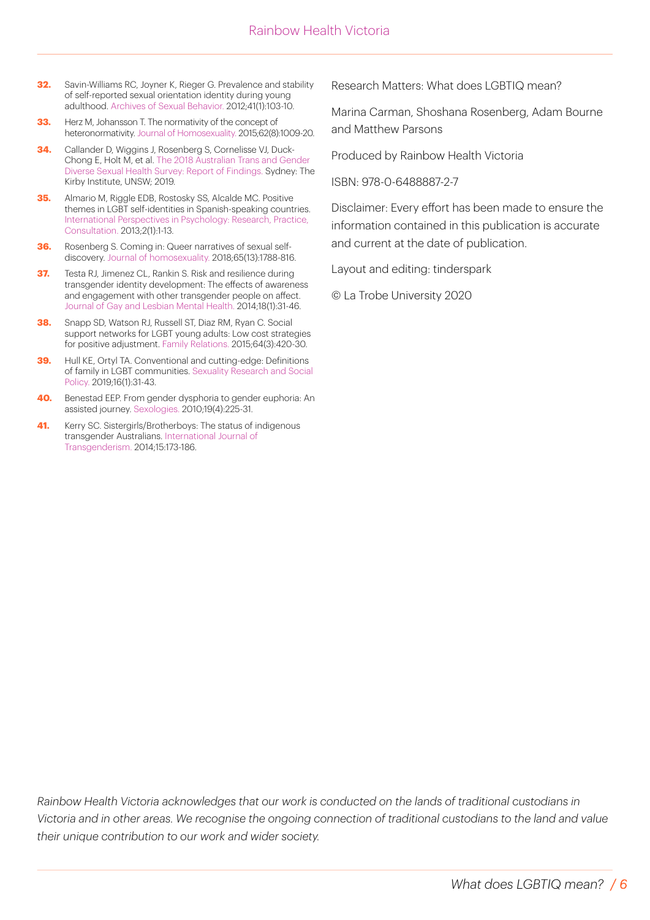32. Savin-Williams RC, Joyner K, Rieger G. Prevalence and stability of self-reported sexual orientation identity during young adulthood. Archives of Sexual Behavior. 2012;41(1):103-10.
33. Herz M, Johansson T. The normativity of the concept of heteronormativity. Journal of Homosexuality. 2015;62(8):1009-20.
34. Callander D, Wiggins J, Rosenberg S, Cornelisse VJ, Duck-Chong E, Holt M, et al. The 2018 Australian Trans and Gender Diverse Sexual Health Survey: Report of Findings. Sydney: The Kirby Institute, UNSW; 2019.
35. Almario M, Riggle EDB, Rostosky SS, Alcalde MC. Positive themes in LGBT self-identities in Spanish-speaking countries. International Perspectives in Psychology: Research, Practice, Consultation. 2013;2(1):1-13.
36. Rosenberg S. Coming in: Queer narratives of sexual self-discovery. Journal of homosexuality. 2018;65(13):1788-816.
37. Testa RJ, Jimenez CL, Rankin S. Risk and resilience during transgender identity development: The effects of awareness and engagement with other transgender people on affect. Journal of Gay and Lesbian Mental Health. 2014;18(1):31-46.
38. Snapp SD, Watson RJ, Russell ST, Diaz RM, Ryan C. Social support networks for LGBT young adults: Low cost strategies for positive adjustment. Family Relations. 2015;64(3):420-30.
39. Hull KE, Ortyl TA. Conventional and cutting-edge: Definitions of family in LGBT communities. Sexuality Research and Social Policy. 2019;16(1):31-43.
40. Benestad EEP. From gender dysphoria to gender euphoria: An assisted journey. Sexologies. 2010;19(4):225-31.
41. Kerry SC. Sistergirls/Brotherboys: The status of indigenous transgender Australians. International Journal of Transgenderism. 2014;15:173-186.

Research Matters: What does LGBTIQ mean?

Marina Carman, Shoshana Rosenberg, Adam Bourne and Matthew Parsons

Produced by Rainbow Health Victoria

ISBN: 978-0-6488887-2-7

Disclaimer: Every effort has been made to ensure the information contained in this publication is accurate and current at the date of publication.

Layout and editing: tinderspark

© La Trobe University 2020

*Rainbow Health Victoria acknowledges that our work is conducted on the lands of traditional custodians in Victoria and in other areas. We recognise the ongoing connection of traditional custodians to the land and value their unique contribution to our work and wider society.*